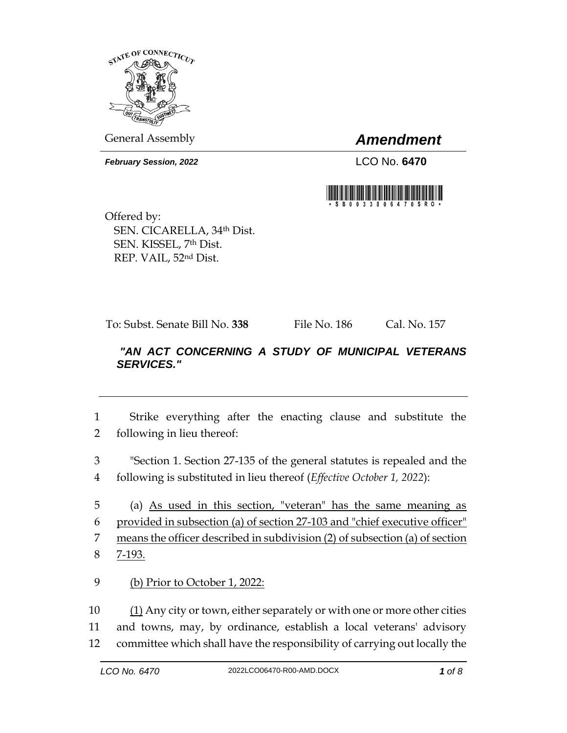General Assembly

# *Amendment*

***February Session, 2022***

LCO No. **6470**

Offered by:
SEN. CICARELLA, 34th Dist.
SEN. KISSEL, 7th Dist.
REP. VAIL, 52nd Dist.

To: Subst. Senate Bill No. **338** File No. 186 Cal. No. 157

***"AN ACT CONCERNING A STUDY OF MUNICIPAL VETERANS SERVICES."***

1 Strike everything after the enacting clause and substitute the
2 following in lieu thereof:

3 "Section 1. Section 27-135 of the general statutes is repealed and the
4 following is substituted in lieu thereof (*Effective October 1, 2022*):

5 (a) As used in this section, "veteran" has the same meaning as
6 provided in subsection (a) of section 27-103 and "chief executive officer"
7 means the officer described in subdivision (2) of subsection (a) of section
8 7-193.

9 (b) Prior to October 1, 2022:

10 (1) Any city or town, either separately or with one or more other cities
11 and towns, may, by ordinance, establish a local veterans' advisory
12 committee which shall have the responsibility of carrying out locally the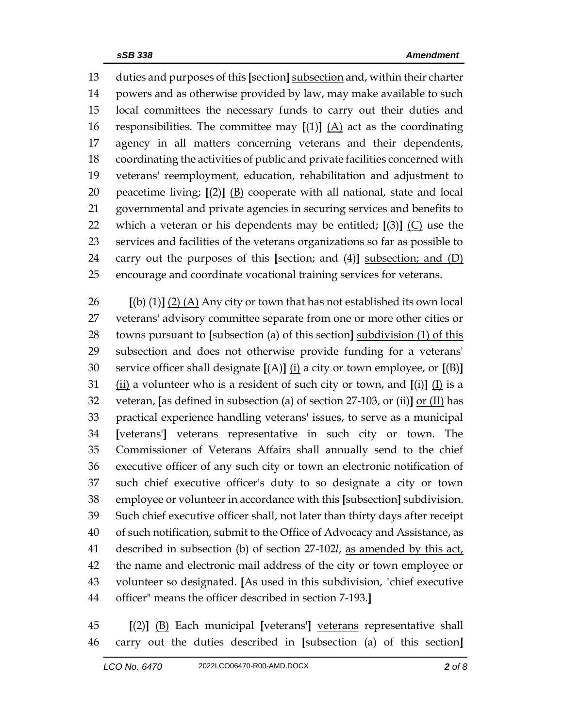13 duties and purposes of this **[**section**]** <u>subsection</u> and, within their charter
14 powers and as otherwise provided by law, may make available to such
15 local committees the necessary funds to carry out their duties and
16 responsibilities. The committee may **[**(1)**]** <u>(A)</u> act as the coordinating
17 agency in all matters concerning veterans and their dependents,
18 coordinating the activities of public and private facilities concerned with
19 veterans' reemployment, education, rehabilitation and adjustment to
20 peacetime living; **[**(2)**]** <u>(B)</u> cooperate with all national, state and local
21 governmental and private agencies in securing services and benefits to
22 which a veteran or his dependents may be entitled; **[**(3)**]** <u>(C)</u> use the
23 services and facilities of the veterans organizations so far as possible to
24 carry out the purposes of this **[**section; and (4)**]** <u>subsection; and (D)</u>
25 encourage and coordinate vocational training services for veterans.

26 **[**(b) (1)**]** <u>(2) (A)</u> Any city or town that has not established its own local
27 veterans' advisory committee separate from one or more other cities or
28 towns pursuant to **[**subsection (a) of this section**]** <u>subdivision (1) of this</u>
29 <u>subsection</u> and does not otherwise provide funding for a veterans'
30 service officer shall designate **[**(A)**]** <u>(i)</u> a city or town employee, or **[**(B)**]**
31 <u>(ii)</u> a volunteer who is a resident of such city or town, and **[**(i)**]** <u>(I)</u> is a
32 veteran, **[**as defined in subsection (a) of section 27-103, or (ii)**]** <u>or (II)</u> has
33 practical experience handling veterans' issues, to serve as a municipal
34 **[**veterans'**]** <u>veterans</u> representative in such city or town. The
35 Commissioner of Veterans Affairs shall annually send to the chief
36 executive officer of any such city or town an electronic notification of
37 such chief executive officer's duty to so designate a city or town
38 employee or volunteer in accordance with this **[**subsection**]** <u>subdivision</u>.
39 Such chief executive officer shall, not later than thirty days after receipt
40 of such notification, submit to the Office of Advocacy and Assistance, as
41 described in subsection (b) of section 27-102*l*, <u>as amended by this act,</u>
42 the name and electronic mail address of the city or town employee or
43 volunteer so designated. **[**As used in this subdivision, "chief executive
44 officer" means the officer described in section 7-193.**]**

45 **[**(2)**]** <u>(B)</u> Each municipal **[**veterans'**]** <u>veterans</u> representative shall
46 carry out the duties described in **[**subsection (a) of this section**]**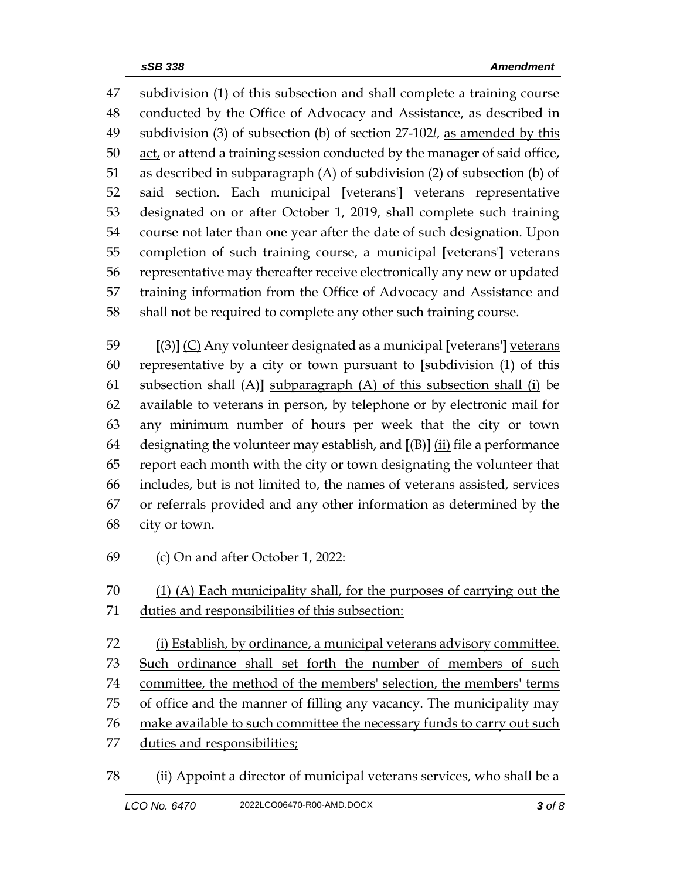47 subdivision (1) of this subsection and shall complete a training course
48 conducted by the Office of Advocacy and Assistance, as described in
49 subdivision (3) of subsection (b) of section 27-102*l*, as amended by this
50 act, or attend a training session conducted by the manager of said office,
51 as described in subparagraph (A) of subdivision (2) of subsection (b) of
52 said section. Each municipal **[**veterans'**]** veterans representative
53 designated on or after October 1, 2019, shall complete such training
54 course not later than one year after the date of such designation. Upon
55 completion of such training course, a municipal **[**veterans'**]** veterans
56 representative may thereafter receive electronically any new or updated
57 training information from the Office of Advocacy and Assistance and
58 shall not be required to complete any other such training course.

59 **[**(3)**]** (C) Any volunteer designated as a municipal **[**veterans'**]** veterans
60 representative by a city or town pursuant to **[**subdivision (1) of this
61 subsection shall (A)**]** subparagraph (A) of this subsection shall (i) be
62 available to veterans in person, by telephone or by electronic mail for
63 any minimum number of hours per week that the city or town
64 designating the volunteer may establish, and **[**(B)**]** (ii) file a performance
65 report each month with the city or town designating the volunteer that
66 includes, but is not limited to, the names of veterans assisted, services
67 or referrals provided and any other information as determined by the
68 city or town.

69 (c) On and after October 1, 2022:

70 (1) (A) Each municipality shall, for the purposes of carrying out the
71 duties and responsibilities of this subsection:

72 (i) Establish, by ordinance, a municipal veterans advisory committee.
73 Such ordinance shall set forth the number of members of such
74 committee, the method of the members' selection, the members' terms
75 of office and the manner of filling any vacancy. The municipality may
76 make available to such committee the necessary funds to carry out such
77 duties and responsibilities;

78 (ii) Appoint a director of municipal veterans services, who shall be a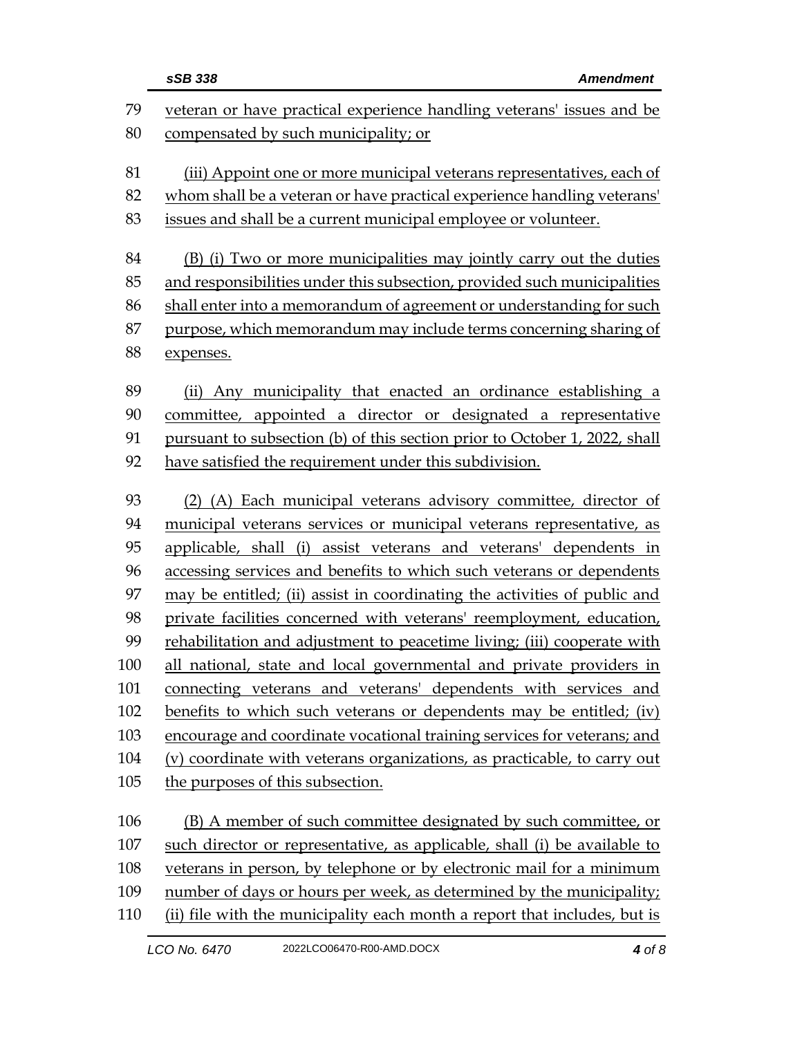veteran or have practical experience handling veterans' issues and be compensated by such municipality; or

(iii) Appoint one or more municipal veterans representatives, each of whom shall be a veteran or have practical experience handling veterans' issues and shall be a current municipal employee or volunteer.

(B) (i) Two or more municipalities may jointly carry out the duties and responsibilities under this subsection, provided such municipalities shall enter into a memorandum of agreement or understanding for such purpose, which memorandum may include terms concerning sharing of expenses.

(ii) Any municipality that enacted an ordinance establishing a committee, appointed a director or designated a representative pursuant to subsection (b) of this section prior to October 1, 2022, shall have satisfied the requirement under this subdivision.

(2) (A) Each municipal veterans advisory committee, director of municipal veterans services or municipal veterans representative, as applicable, shall (i) assist veterans and veterans' dependents in accessing services and benefits to which such veterans or dependents may be entitled; (ii) assist in coordinating the activities of public and private facilities concerned with veterans' reemployment, education, rehabilitation and adjustment to peacetime living; (iii) cooperate with all national, state and local governmental and private providers in connecting veterans and veterans' dependents with services and benefits to which such veterans or dependents may be entitled; (iv) encourage and coordinate vocational training services for veterans; and (v) coordinate with veterans organizations, as practicable, to carry out the purposes of this subsection.

(B) A member of such committee designated by such committee, or such director or representative, as applicable, shall (i) be available to veterans in person, by telephone or by electronic mail for a minimum number of days or hours per week, as determined by the municipality; (ii) file with the municipality each month a report that includes, but is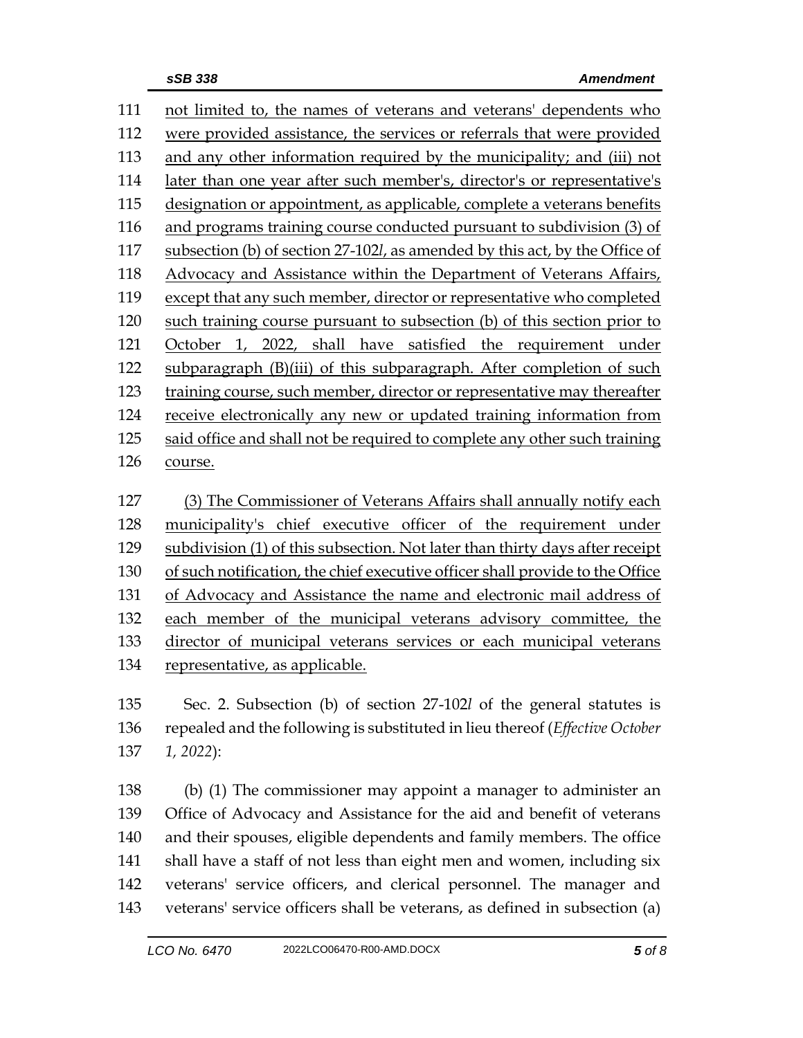not limited to, the names of veterans and veterans' dependents who were provided assistance, the services or referrals that were provided and any other information required by the municipality; and (iii) not later than one year after such member's, director's or representative's designation or appointment, as applicable, complete a veterans benefits and programs training course conducted pursuant to subdivision (3) of subsection (b) of section 27-102*l*, as amended by this act, by the Office of Advocacy and Assistance within the Department of Veterans Affairs, except that any such member, director or representative who completed such training course pursuant to subsection (b) of this section prior to October 1, 2022, shall have satisfied the requirement under subparagraph (B)(iii) of this subparagraph. After completion of such training course, such member, director or representative may thereafter receive electronically any new or updated training information from said office and shall not be required to complete any other such training course.

(3) The Commissioner of Veterans Affairs shall annually notify each municipality's chief executive officer of the requirement under subdivision (1) of this subsection. Not later than thirty days after receipt of such notification, the chief executive officer shall provide to the Office of Advocacy and Assistance the name and electronic mail address of each member of the municipal veterans advisory committee, the director of municipal veterans services or each municipal veterans representative, as applicable.

Sec. 2. Subsection (b) of section 27-102*l* of the general statutes is repealed and the following is substituted in lieu thereof (*Effective October 1, 2022*):

(b) (1) The commissioner may appoint a manager to administer an Office of Advocacy and Assistance for the aid and benefit of veterans and their spouses, eligible dependents and family members. The office shall have a staff of not less than eight men and women, including six veterans' service officers, and clerical personnel. The manager and veterans' service officers shall be veterans, as defined in subsection (a)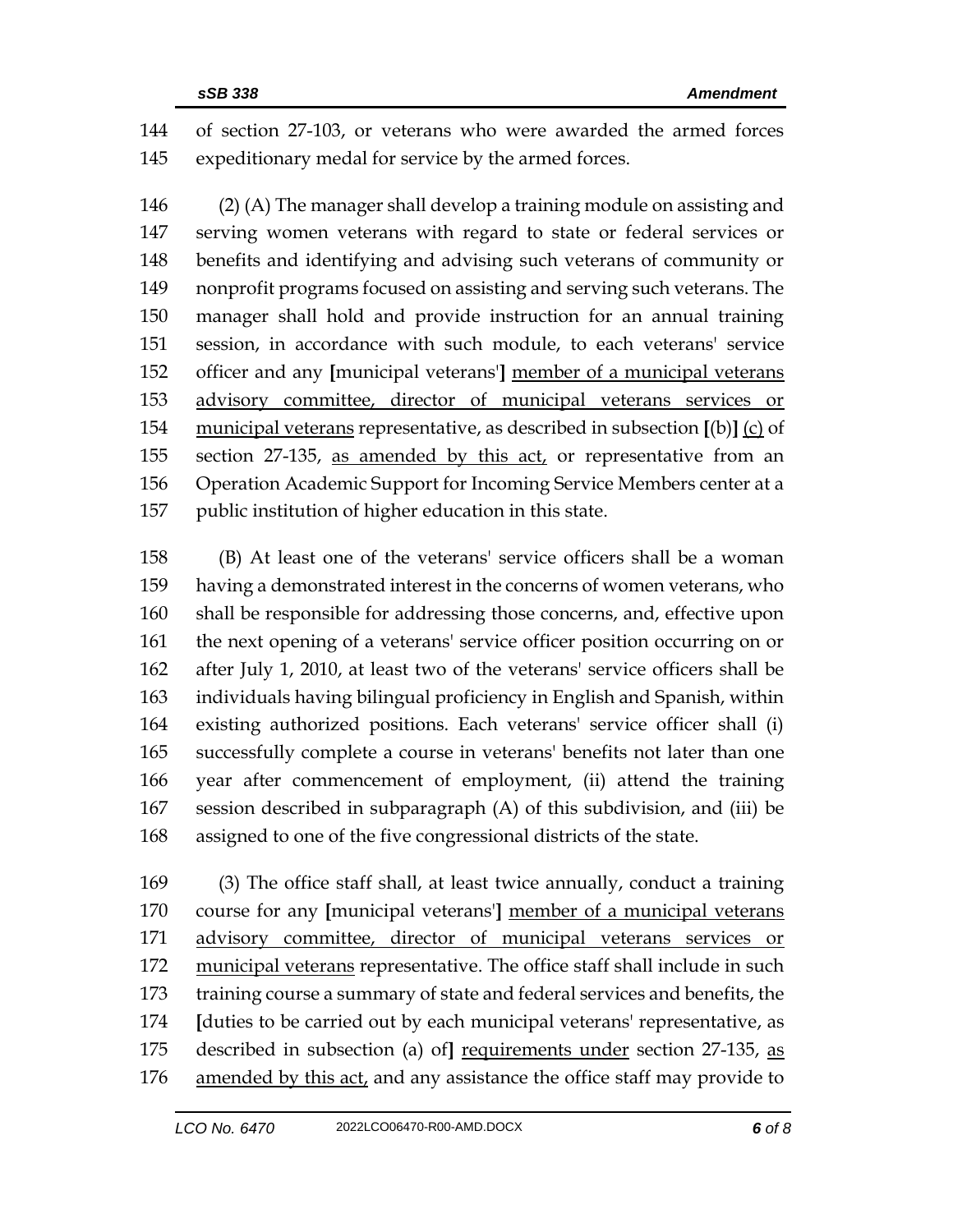of section 27-103, or veterans who were awarded the armed forces expeditionary medal for service by the armed forces.

(2) (A) The manager shall develop a training module on assisting and serving women veterans with regard to state or federal services or benefits and identifying and advising such veterans of community or nonprofit programs focused on assisting and serving such veterans. The manager shall hold and provide instruction for an annual training session, in accordance with such module, to each veterans' service officer and any [municipal veterans'] member of a municipal veterans advisory committee, director of municipal veterans services or municipal veterans representative, as described in subsection [(b)] (c) of section 27-135, as amended by this act, or representative from an Operation Academic Support for Incoming Service Members center at a public institution of higher education in this state.

(B) At least one of the veterans' service officers shall be a woman having a demonstrated interest in the concerns of women veterans, who shall be responsible for addressing those concerns, and, effective upon the next opening of a veterans' service officer position occurring on or after July 1, 2010, at least two of the veterans' service officers shall be individuals having bilingual proficiency in English and Spanish, within existing authorized positions. Each veterans' service officer shall (i) successfully complete a course in veterans' benefits not later than one year after commencement of employment, (ii) attend the training session described in subparagraph (A) of this subdivision, and (iii) be assigned to one of the five congressional districts of the state.

(3) The office staff shall, at least twice annually, conduct a training course for any [municipal veterans'] member of a municipal veterans advisory committee, director of municipal veterans services or municipal veterans representative. The office staff shall include in such training course a summary of state and federal services and benefits, the [duties to be carried out by each municipal veterans' representative, as described in subsection (a) of] requirements under section 27-135, as amended by this act, and any assistance the office staff may provide to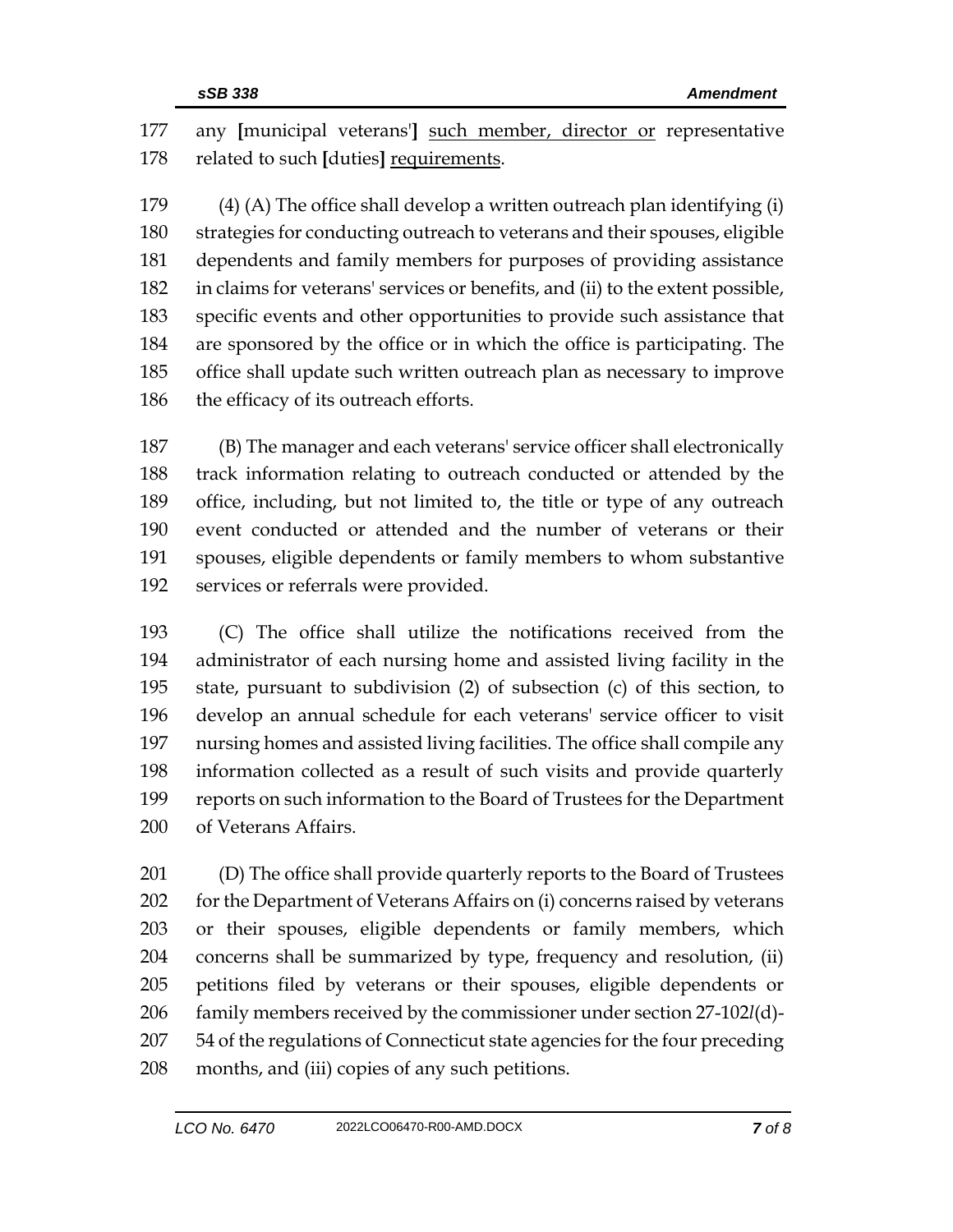any [municipal veterans'] such member, director or representative related to such [duties] requirements.

(4) (A) The office shall develop a written outreach plan identifying (i) strategies for conducting outreach to veterans and their spouses, eligible dependents and family members for purposes of providing assistance in claims for veterans' services or benefits, and (ii) to the extent possible, specific events and other opportunities to provide such assistance that are sponsored by the office or in which the office is participating. The office shall update such written outreach plan as necessary to improve the efficacy of its outreach efforts.

(B) The manager and each veterans' service officer shall electronically track information relating to outreach conducted or attended by the office, including, but not limited to, the title or type of any outreach event conducted or attended and the number of veterans or their spouses, eligible dependents or family members to whom substantive services or referrals were provided.

(C) The office shall utilize the notifications received from the administrator of each nursing home and assisted living facility in the state, pursuant to subdivision (2) of subsection (c) of this section, to develop an annual schedule for each veterans' service officer to visit nursing homes and assisted living facilities. The office shall compile any information collected as a result of such visits and provide quarterly reports on such information to the Board of Trustees for the Department of Veterans Affairs.

(D) The office shall provide quarterly reports to the Board of Trustees for the Department of Veterans Affairs on (i) concerns raised by veterans or their spouses, eligible dependents or family members, which concerns shall be summarized by type, frequency and resolution, (ii) petitions filed by veterans or their spouses, eligible dependents or family members received by the commissioner under section 27-102*l*(d)-54 of the regulations of Connecticut state agencies for the four preceding months, and (iii) copies of any such petitions.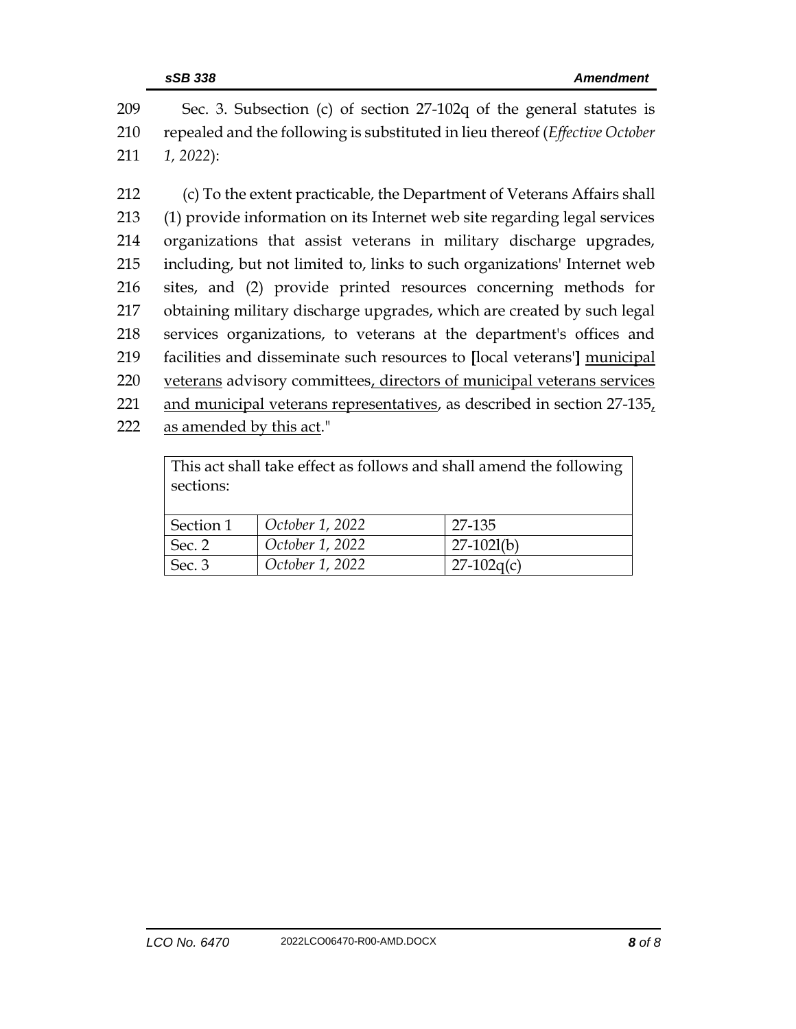209 Sec. 3. Subsection (c) of section 27-102q of the general statutes is
210 repealed and the following is substituted in lieu thereof (*Effective October*
211 *1, 2022*):

212 (c) To the extent practicable, the Department of Veterans Affairs shall
213 (1) provide information on its Internet web site regarding legal services
214 organizations that assist veterans in military discharge upgrades,
215 including, but not limited to, links to such organizations' Internet web
216 sites, and (2) provide printed resources concerning methods for
217 obtaining military discharge upgrades, which are created by such legal
218 services organizations, to veterans at the department's offices and
219 facilities and disseminate such resources to **[**local veterans'**]** <u>municipal</u>
220 <u>veterans</u> advisory committees<u>, directors of municipal veterans services</u>
221 <u>and municipal veterans representatives</u>, as described in section 27-135<u>,</u>
222 <u>as amended by this act</u>."

| This act shall take effect as follows and shall amend the following sections: | | |
|---|---|---|
| Section 1 | *October 1, 2022* | 27-135 |
| Sec. 2 | *October 1, 2022* | 27-102l(b) |
| Sec. 3 | *October 1, 2022* | 27-102q(c) |